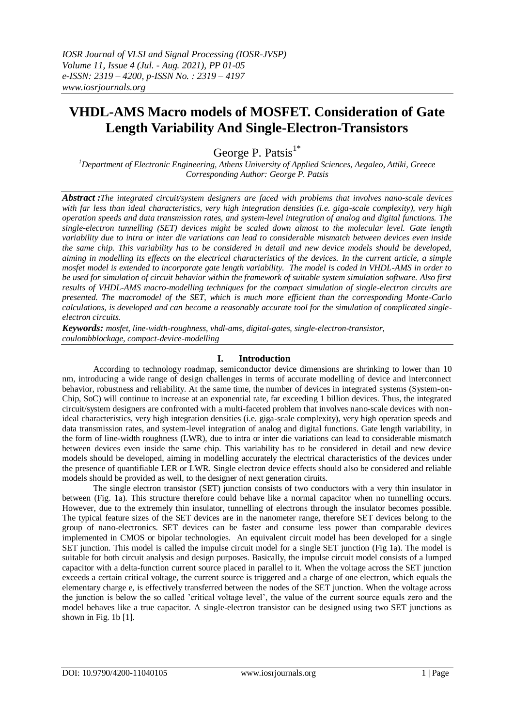# VHDL-AMS Macro models of MOSFET. Consideration of Gate Length Variability And Single-Electron-Transistors

George P. Patsis[1*]

[1]*Department of Electronic Engineering, Athens University of Applied Sciences, Aegaleo, Attiki, Greece*
*Corresponding Author: George P. Patsis*

***Abstract :****The integrated circuit/system designers are faced with problems that involves nano-scale devices with far less than ideal characteristics, very high integration densities (i.e. giga-scale complexity), very high operation speeds and data transmission rates, and system-level integration of analog and digital functions. The single-electron tunnelling (SET) devices might be scaled down almost to the molecular level. Gate length variability due to intra or inter die variations can lead to considerable mismatch between devices even inside the same chip. This variability has to be considered in detail and new device models should be developed, aiming in modelling its effects on the electrical characteristics of the devices. In the current article, a simple mosfet model is extended to incorporate gate length variability. The model is coded in VHDL-AMS in order to be used for simulation of circuit behavior within the framework of suitable system simulation software. Also first results of VHDL-AMS macro-modelling techniques for the compact simulation of single-electron circuits are presented. The macromodel of the SET, which is much more efficient than the corresponding Monte-Carlo calculations, is developed and can become a reasonably accurate tool for the simulation of complicated single-electron circuits.*

***Keywords:*** *mosfet, line-width-roughness, vhdl-ams, digital-gates, single-electron-transistor, coulombblockage, compact-device-modelling*

## I. Introduction

According to technology roadmap, semiconductor device dimensions are shrinking to lower than 10 nm, introducing a wide range of design challenges in terms of accurate modelling of device and interconnect behavior, robustness and reliability. At the same time, the number of devices in integrated systems (System-on-Chip, SoC) will continue to increase at an exponential rate, far exceeding 1 billion devices. Thus, the integrated circuit/system designers are confronted with a multi-faceted problem that involves nano-scale devices with non-ideal characteristics, very high integration densities (i.e. giga-scale complexity), very high operation speeds and data transmission rates, and system-level integration of analog and digital functions. Gate length variability, in the form of line-width roughness (LWR), due to intra or inter die variations can lead to considerable mismatch between devices even inside the same chip. This variability has to be considered in detail and new device models should be developed, aiming in modelling accurately the electrical characteristics of the devices under the presence of quantifiable LER or LWR. Single electron device effects should also be considered and reliable models should be provided as well, to the designer of next generation ciruits.

The single electron transistor (SET) junction consists of two conductors with a very thin insulator in between (Fig. 1a). This structure therefore could behave like a normal capacitor when no tunnelling occurs. However, due to the extremely thin insulator, tunnelling of electrons through the insulator becomes possible. The typical feature sizes of the SET devices are in the nanometer range, therefore SET devices belong to the group of nano-electronics. SET devices can be faster and consume less power than comparable devices implemented in CMOS or bipolar technologies. An equivalent circuit model has been developed for a single SET junction. This model is called the impulse circuit model for a single SET junction (Fig 1a). The model is suitable for both circuit analysis and design purposes. Basically, the impulse circuit model consists of a lumped capacitor with a delta-function current source placed in parallel to it. When the voltage across the SET junction exceeds a certain critical voltage, the current source is triggered and a charge of one electron, which equals the elementary charge e, is effectively transferred between the nodes of the SET junction. When the voltage across the junction is below the so called 'critical voltage level', the value of the current source equals zero and the model behaves like a true capacitor. A single-electron transistor can be designed using two SET junctions as shown in Fig. 1b [1].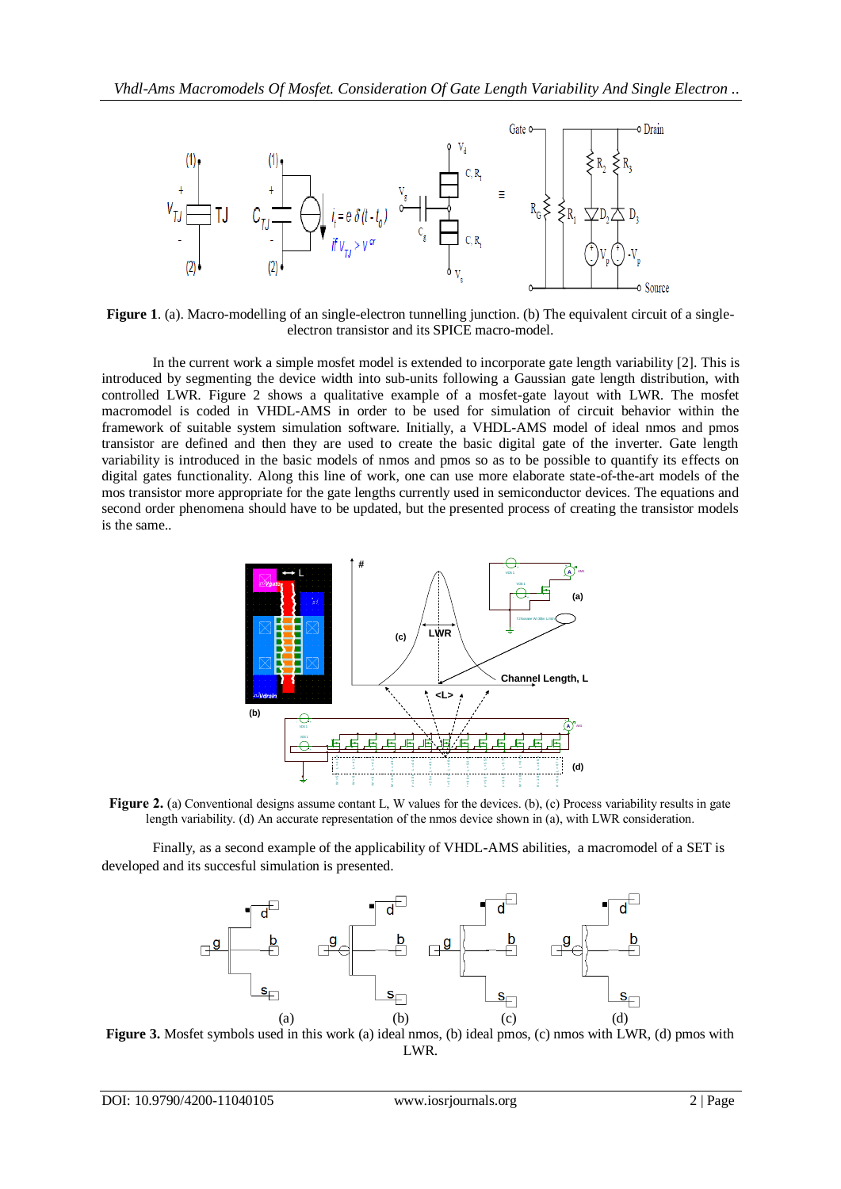**Figure 1**. (a). Macro-modelling of an single-electron tunnelling junction. (b) The equivalent circuit of a single-electron transistor and its SPICE macro-model.

In the current work a simple mosfet model is extended to incorporate gate length variability [2]. This is introduced by segmenting the device width into sub-units following a Gaussian gate length distribution, with controlled LWR. Figure 2 shows a qualitative example of a mosfet-gate layout with LWR. The mosfet macromodel is coded in VHDL-AMS in order to be used for simulation of circuit behavior within the framework of suitable system simulation software. Initially, a VHDL-AMS model of ideal nmos and pmos transistor are defined and then they are used to create the basic digital gate of the inverter. Gate length variability is introduced in the basic models of nmos and pmos so as to be possible to quantify its effects on digital gates functionality. Along this line of work, one can use more elaborate state-of-the-art models of the mos transistor more appropriate for the gate lengths currently used in semiconductor devices. The equations and second order phenomena should have to be updated, but the presented process of creating the transistor models is the same..

**Figure 2.** (a) Conventional designs assume contant L, W values for the devices. (b), (c) Process variability results in gate length variability. (d) An accurate representation of the nmos device shown in (a), with LWR consideration.

Finally, as a second example of the applicability of VHDL-AMS abilities, a macromodel of a SET is developed and its succesful simulation is presented.

**Figure 3.** Mosfet symbols used in this work (a) ideal nmos, (b) ideal pmos, (c) nmos with LWR, (d) pmos with LWR.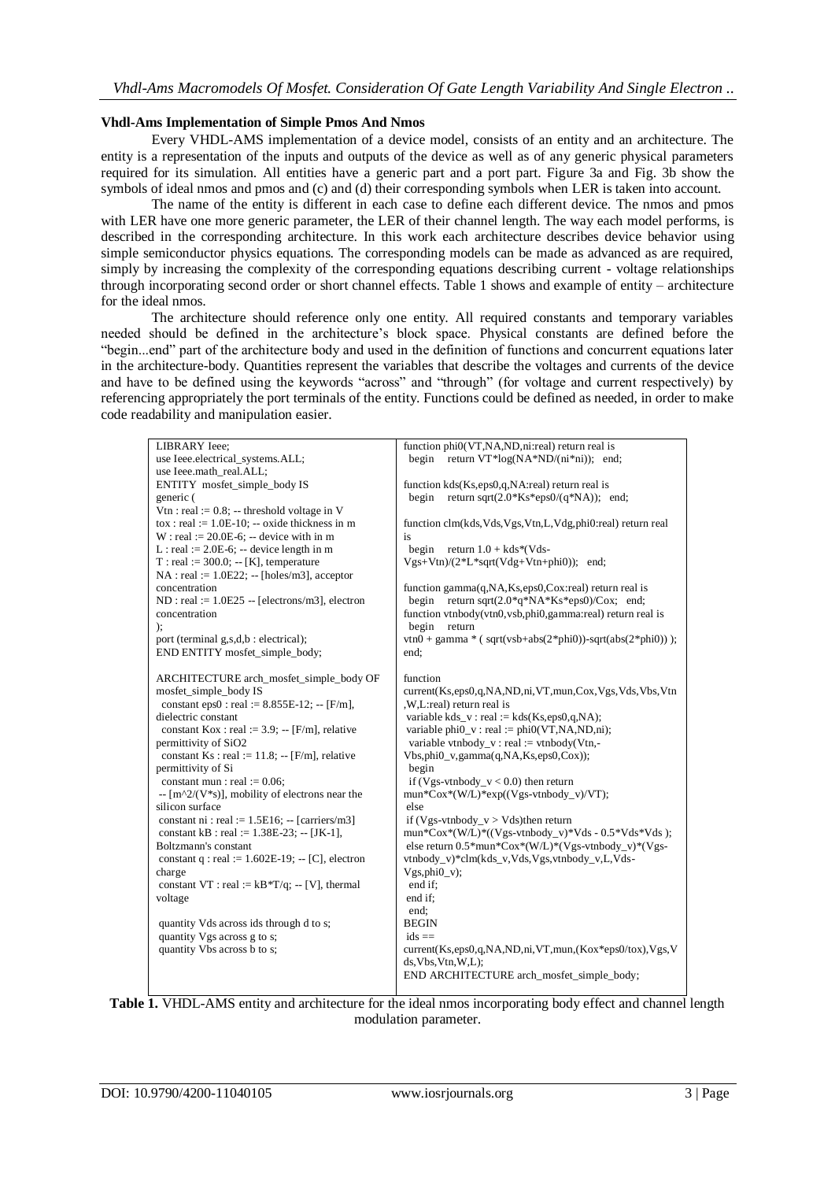### Vhdl-Ams Implementation of Simple Pmos And Nmos

Every VHDL-AMS implementation of a device model, consists of an entity and an architecture. The entity is a representation of the inputs and outputs of the device as well as of any generic physical parameters required for its simulation. All entities have a generic part and a port part. Figure 3a and Fig. 3b show the symbols of ideal nmos and pmos and (c) and (d) their corresponding symbols when LER is taken into account.

The name of the entity is different in each case to define each different device. The nmos and pmos with LER have one more generic parameter, the LER of their channel length. The way each model performs, is described in the corresponding architecture. In this work each architecture describes device behavior using simple semiconductor physics equations. The corresponding models can be made as advanced as are required, simply by increasing the complexity of the corresponding equations describing current - voltage relationships through incorporating second order or short channel effects. Table 1 shows and example of entity – architecture for the ideal nmos.

The architecture should reference only one entity. All required constants and temporary variables needed should be defined in the architecture's block space. Physical constants are defined before the "begin...end" part of the architecture body and used in the definition of functions and concurrent equations later in the architecture-body. Quantities represent the variables that describe the voltages and currents of the device and have to be defined using the keywords "across" and "through" (for voltage and current respectively) by referencing appropriately the port terminals of the entity. Functions could be defined as needed, in order to make code readability and manipulation easier.

```
LIBRARY Ieee;
use Ieee.electrical_systems.ALL;
use Ieee.math_real.ALL;
ENTITY mosfet_simple_body IS
generic (
Vtn : real := 0.8; -- threshold voltage in V
tox : real := 1.0E-10; -- oxide thickness in m
W : real := 20.0E-6; -- device with in m
L : real := 2.0E-6; -- device length in m
T : real := 300.0; -- [K], temperature
NA : real := 1.0E22; -- [holes/m3], acceptor concentration
ND : real := 1.0E25 -- [electrons/m3], electron concentration
);
port (terminal g,s,d,b : electrical);
END ENTITY mosfet_simple_body;

ARCHITECTURE arch_mosfet_simple_body OF mosfet_simple_body IS
  constant eps0 : real := 8.855E-12; -- [F/m], dielectric constant
  constant Kox : real := 3.9; -- [F/m], relative permittivity of SiO2
  constant Ks : real := 11.8; -- [F/m], relative permittivity of Si
  constant mun : real := 0.06;
  -- [m^2/(V*s)], mobility of electrons near the silicon surface
  constant ni : real := 1.5E16; -- [carriers/m3]
  constant kB : real := 1.38E-23; -- [JK-1], Boltzmann's constant
  constant q : real := 1.602E-19; -- [C], electron charge
  constant VT : real := kB*T/q; -- [V], thermal voltage

  quantity Vds across ids through d to s;
  quantity Vgs across g to s;
  quantity Vbs across b to s;

function phi0(VT,NA,ND,ni:real) return real is
  begin   return VT*log(NA*ND/(ni*ni));   end;

function kds(Ks,eps0,q,NA:real) return real is
  begin   return sqrt(2.0*Ks*eps0/(q*NA));   end;

function clm(kds,Vds,Vgs,Vtn,L,Vdg,phi0:real) return real is
  begin   return 1.0 + kds*(Vds-Vgs+Vtn)/(2*L*sqrt(Vdg+Vtn+phi0));   end;

function gamma(q,NA,Ks,eps0,Cox:real) return real is
  begin   return sqrt(2.0*q*NA*Ks*eps0)/Cox;   end;
function vtnbody(vtn0,vsb,phi0,gamma:real) return real is
  begin   return
vtn0 + gamma * ( sqrt(vsb+abs(2*phi0))-sqrt(abs(2*phi0)) );
end;

function
current(Ks,eps0,q,NA,ND,ni,VT,mun,Cox,Vgs,Vds,Vbs,Vtn,W,L:real) return real is
 variable kds_v : real := kds(Ks,eps0,q,NA);
 variable phi0_v : real := phi0(VT,NA,ND,ni);
  variable vtnbody_v : real := vtnbody(Vtn,-Vbs,phi0_v,gamma(q,NA,Ks,eps0,Cox));
  begin
  if (Vgs-vtnbody_v < 0.0) then return
mun*Cox*(W/L)*exp((Vgs-vtnbody_v)/VT);
 else
  if (Vgs-vtnbody_v > Vds)then return
mun*Cox*(W/L)*((Vgs-vtnbody_v)*Vds - 0.5*Vds*Vds );
  else return 0.5*mun*Cox*(W/L)*(Vgs-vtnbody_v)*(Vgs-vtnbody_v)*clm(kds_v,Vds,Vgs,vtnbody_v,L,Vds-Vgs,phi0_v);
  end if;
 end if;
  end;
BEGIN
 ids ==
current(Ks,eps0,q,NA,ND,ni,VT,mun,(Kox*eps0/tox),Vgs,Vds,Vbs,Vtn,W,L);
END ARCHITECTURE arch_mosfet_simple_body;
```

**Table 1.** VHDL-AMS entity and architecture for the ideal nmos incorporating body effect and channel length modulation parameter.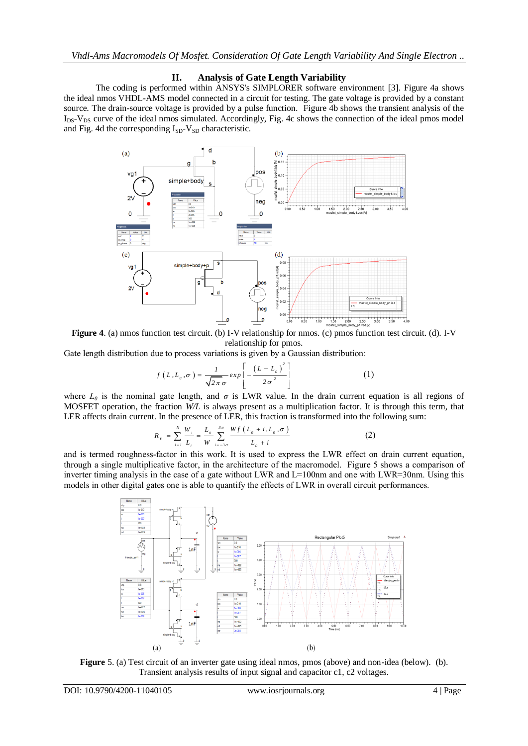## II. Analysis of Gate Length Variability

The coding is performed within ANSYS's SIMPLORER software environment [3]. Figure 4a shows the ideal nmos VHDL-AMS model connected in a circuit for testing. The gate voltage is provided by a constant source. The drain-source voltage is provided by a pulse function. Figure 4b shows the transient analysis of the $I_{DS}$-$V_{DS}$ curve of the ideal nmos simulated. Accordingly, Fig. 4c shows the connection of the ideal pmos model and Fig. 4d the corresponding $I_{SD}$-$V_{SD}$ characteristic.

**Figure 4**. (a) nmos function test circuit. (b) I-V relationship for nmos. (c) pmos function test circuit. (d). I-V relationship for pmos.

Gate length distribution due to process variations is given by a Gaussian distribution:

$$f(L, L_0, \sigma) = \frac{1}{\sqrt{2\pi}\sigma} exp\left[-\frac{(L - L_0)^2}{2\sigma^2}\right] \tag{1}$$

where $L_0$ is the nominal gate length, and $\sigma$ is LWR value. In the drain current equation is all regions of MOSFET operation, the fraction $W/L$ is always present as a multiplication factor. It is through this term, that LER affects drain current. In the presence of LER, this fraction is transformed into the following sum:

$$R_F = \sum_{i=1}^{N} \frac{W_i}{L_i} = \frac{L_0}{W} \sum_{i=-3\sigma}^{3\sigma} \frac{Wf(L_0 + i, L_0, \sigma)}{L_0 + i} \tag{2}$$

and is termed roughness-factor in this work. It is used to express the LWR effect on drain current equation, through a single multiplicative factor, in the architecture of the macromodel. Figure 5 shows a comparison of inverter timing analysis in the case of a gate without LWR and L=100nm and one with LWR=30nm. Using this models in other digital gates one is able to quantify the effects of LWR in overall circuit performances.

**Figure** 5. (a) Test circuit of an inverter gate using ideal nmos, pmos (above) and non-idea (below). (b). Transient analysis results of input signal and capacitor c1, c2 voltages.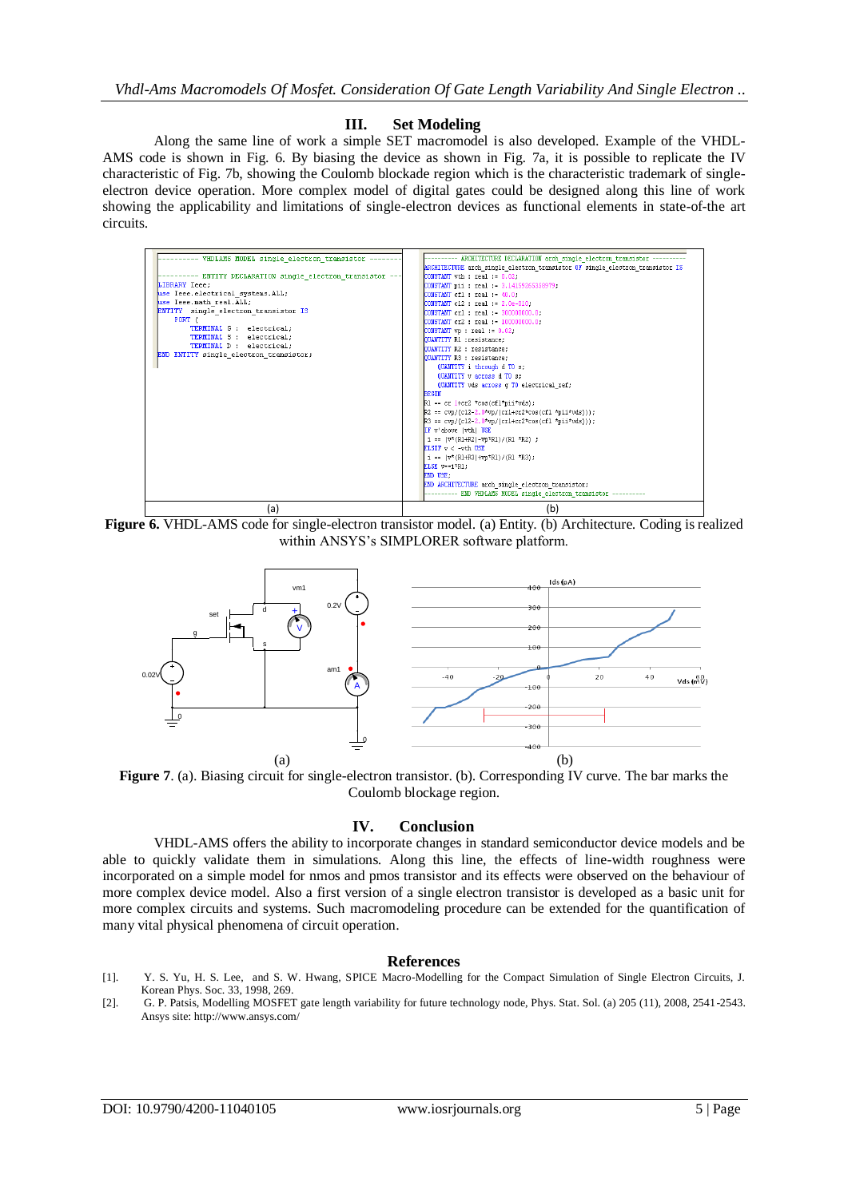## III. Set Modeling

Along the same line of work a simple SET macromodel is also developed. Example of the VHDL-AMS code is shown in Fig. 6. By biasing the device as shown in Fig. 7a, it is possible to replicate the IV characteristic of Fig. 7b, showing the Coulomb blockade region which is the characteristic trademark of single-electron device operation. More complex model of digital gates could be designed along this line of work showing the applicability and limitations of single-electron devices as functional elements in state-of-the art circuits.

```
---------- VHDLAMS MODEL single_electron_transistor ----------
---------- ENTITY DECLARATION single_electron_transistor ---
LIBRARY Ieee;
use Ieee.electrical_systems.ALL;
use Ieee.math_real.ALL;
ENTITY  single_electron_transistor IS
    PORT (
        TERMINAL G :  electrical;
        TERMINAL S :  electrical;
        TERMINAL D :  electrical);
END ENTITY single_electron_transistor;
```

(a)

```
---------- ARCHITECTURE DECLARATION arch_single_electron_transistor ----------
ARCHITECTURE arch_single_electron_transistor OF single_electron_transistor IS
CONSTANT vth : real := 0.02;
CONSTANT pii : real := 3.14159265358979;
CONSTANT cf1 : real := 40.0;
CONSTANT c12 : real := 2.0e-010;
CONSTANT cr1 : real := 300000000.0;
CONSTANT cr2 : real := 100000000.0;
CONSTANT vp : real := 0.02;
QUANTITY R1 :resistance;
QUANTITY R2 : resistance;
QUANTITY R3 : resistance;
    QUANTITY i through d TO s;
    QUANTITY v across d TO s;
    QUANTITY vds across g TO electrical_ref;
BEGIN
R1 == cr 1+cr2 *cos(cf1*pii*vds);
R2 == cvp/(c12-2.0*vp/(cr1+cr2*cos(cf1 *pii*vds)));
R3 == cvp/(c12-2.0*vp/(cr1+cr2*cos(cf1 *pii*vds)));
IF v'above (vth) USE
 i == (v*(R1+R2)-vp*R1)/(R1 *R2) ;
ELSIF v < -vth USE
 i == (v*(R1+R3)+vp*R1)/(R1 *R3);
ELSE v==1*R1;
END USE;
END ARCHITECTURE arch_single_electron_transistor;
---------- END VHDLAMS MODEL single_electron_transistor ----------
```

(b)

**Figure 6.** VHDL-AMS code for single-electron transistor model. (a) Entity. (b) Architecture. Coding is realized within ANSYS's SIMPLORER software platform.

vm1
set
d
0.2V
g
s
0.02V
am1
0
0

(a)

Ids (pA)
400
300
200
100
0
-100
-200
-300
-400
-40
-20
0
20
40
60
Vds (mV)

(b)

**Figure 7**. (a). Biasing circuit for single-electron transistor. (b). Corresponding IV curve. The bar marks the Coulomb blockage region.

## IV. Conclusion

VHDL-AMS offers the ability to incorporate changes in standard semiconductor device models and be able to quickly validate them in simulations. Along this line, the effects of line-width roughness were incorporated on a simple model for nmos and pmos transistor and its effects were observed on the behaviour of more complex device model. Also a first version of a single electron transistor is developed as a basic unit for more complex circuits and systems. Such macromodeling procedure can be extended for the quantification of many vital physical phenomena of circuit operation.

## References

[1]. Y. S. Yu, H. S. Lee, and S. W. Hwang, SPICE Macro-Modelling for the Compact Simulation of Single Electron Circuits, J. Korean Phys. Soc. 33, 1998, 269.

[2]. G. P. Patsis, Modelling MOSFET gate length variability for future technology node, Phys. Stat. Sol. (a) 205 (11), 2008, 2541-2543. Ansys site: http://www.ansys.com/